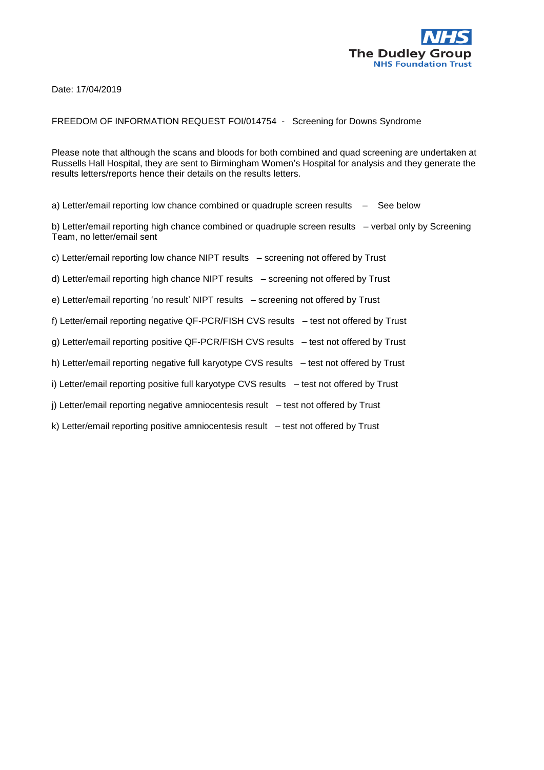NHS
The Dudley Group
NHS Foundation Trust

Date: 17/04/2019

FREEDOM OF INFORMATION REQUEST FOI/014754 - Screening for Downs Syndrome

Please note that although the scans and bloods for both combined and quad screening are undertaken at Russells Hall Hospital, they are sent to Birmingham Women's Hospital for analysis and they generate the results letters/reports hence their details on the results letters.

a) Letter/email reporting low chance combined or quadruple screen results – See below

b) Letter/email reporting high chance combined or quadruple screen results – verbal only by Screening Team, no letter/email sent

c) Letter/email reporting low chance NIPT results – screening not offered by Trust

d) Letter/email reporting high chance NIPT results – screening not offered by Trust

e) Letter/email reporting 'no result' NIPT results – screening not offered by Trust

f) Letter/email reporting negative QF-PCR/FISH CVS results – test not offered by Trust

g) Letter/email reporting positive QF-PCR/FISH CVS results – test not offered by Trust

h) Letter/email reporting negative full karyotype CVS results – test not offered by Trust

i) Letter/email reporting positive full karyotype CVS results – test not offered by Trust

j) Letter/email reporting negative amniocentesis result – test not offered by Trust

k) Letter/email reporting positive amniocentesis result – test not offered by Trust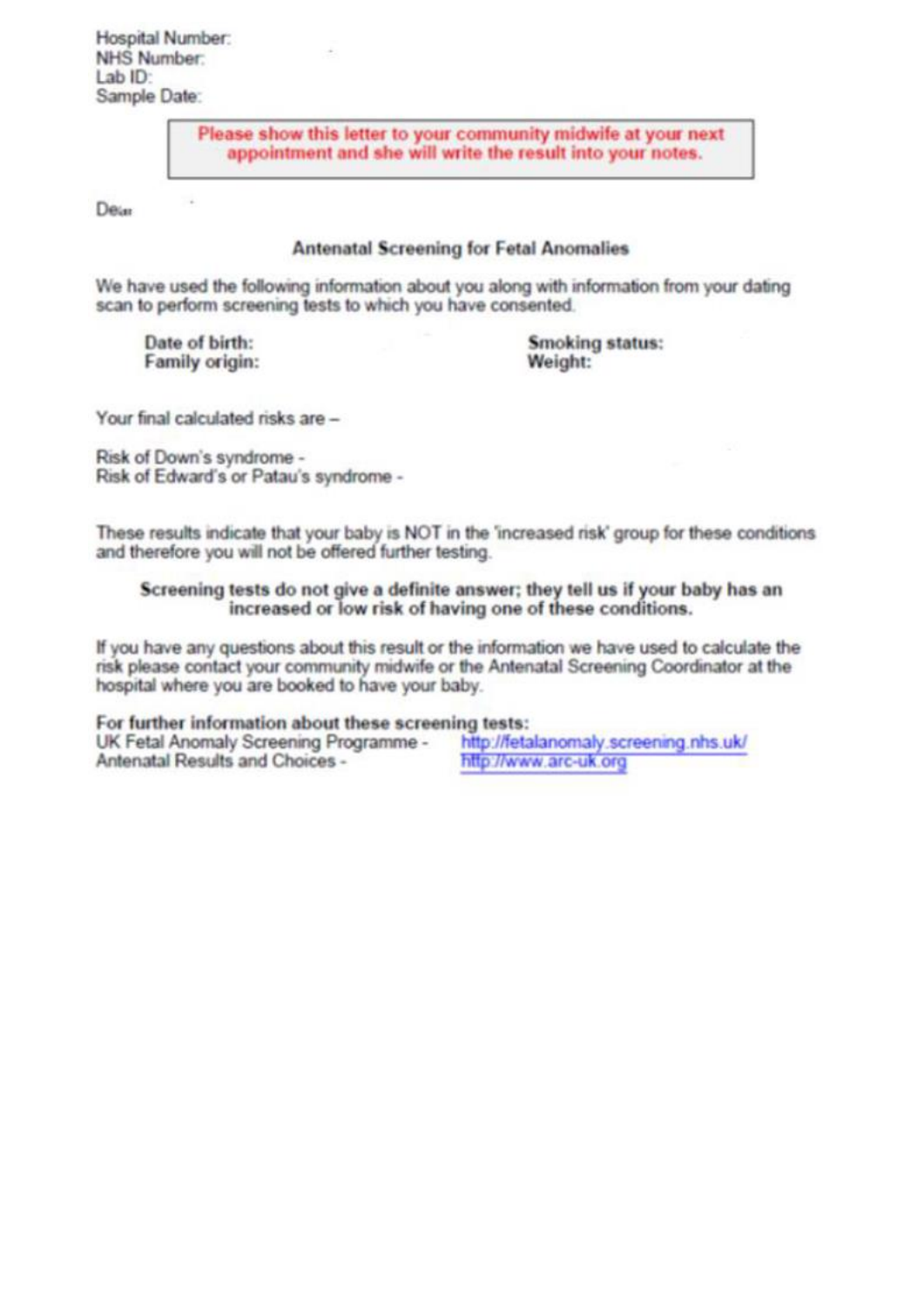Hospital Number:
NHS Number:
Lab ID:
Sample Date:

**Please show this letter to your community midwife at your next appointment and she will write the result into your notes.**

Dear

**Antenatal Screening for Fetal Anomalies**

We have used the following information about you along with information from your dating scan to perform screening tests to which you have consented.

**Date of birth:**
**Family origin:**
**Smoking status:**
**Weight:**

Your final calculated risks are –

Risk of Down's syndrome -
Risk of Edward's or Patau's syndrome -

These results indicate that your baby is NOT in the 'increased risk' group for these conditions and therefore you will not be offered further testing.

**Screening tests do not give a definite answer; they tell us if your baby has an increased or low risk of having one of these conditions.**

If you have any questions about this result or the information we have used to calculate the risk please contact your community midwife or the Antenatal Screening Coordinator at the hospital where you are booked to have your baby.

**For further information about these screening tests:**
UK Fetal Anomaly Screening Programme - http://fetalanomaly.screening.nhs.uk/
Antenatal Results and Choices - http://www.arc-uk.org